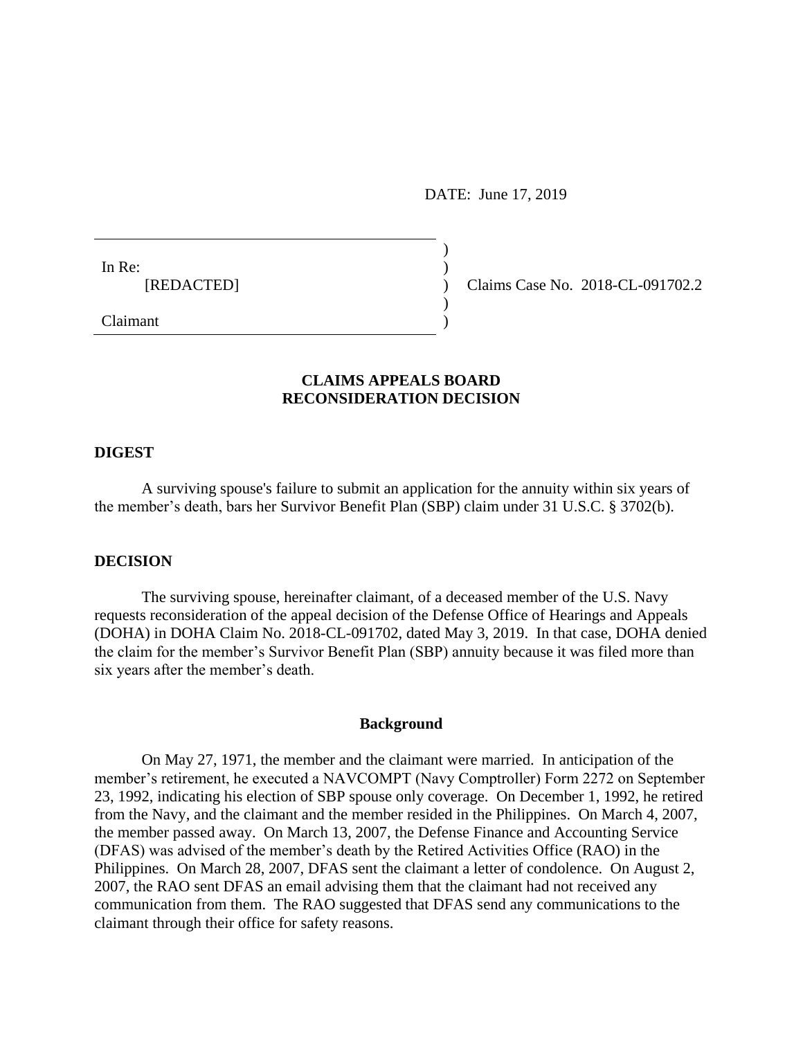DATE: June 17, 2019

In Re:
[REDACTED]

Claimant

Claims Case No. 2018-CL-091702.2

## CLAIMS APPEALS BOARD
## RECONSIDERATION DECISION

### DIGEST

A surviving spouse's failure to submit an application for the annuity within six years of the member's death, bars her Survivor Benefit Plan (SBP) claim under 31 U.S.C. § 3702(b).

### DECISION

The surviving spouse, hereinafter claimant, of a deceased member of the U.S. Navy requests reconsideration of the appeal decision of the Defense Office of Hearings and Appeals (DOHA) in DOHA Claim No. 2018-CL-091702, dated May 3, 2019. In that case, DOHA denied the claim for the member's Survivor Benefit Plan (SBP) annuity because it was filed more than six years after the member's death.

#### Background

On May 27, 1971, the member and the claimant were married. In anticipation of the member's retirement, he executed a NAVCOMPT (Navy Comptroller) Form 2272 on September 23, 1992, indicating his election of SBP spouse only coverage. On December 1, 1992, he retired from the Navy, and the claimant and the member resided in the Philippines. On March 4, 2007, the member passed away. On March 13, 2007, the Defense Finance and Accounting Service (DFAS) was advised of the member's death by the Retired Activities Office (RAO) in the Philippines. On March 28, 2007, DFAS sent the claimant a letter of condolence. On August 2, 2007, the RAO sent DFAS an email advising them that the claimant had not received any communication from them. The RAO suggested that DFAS send any communications to the claimant through their office for safety reasons.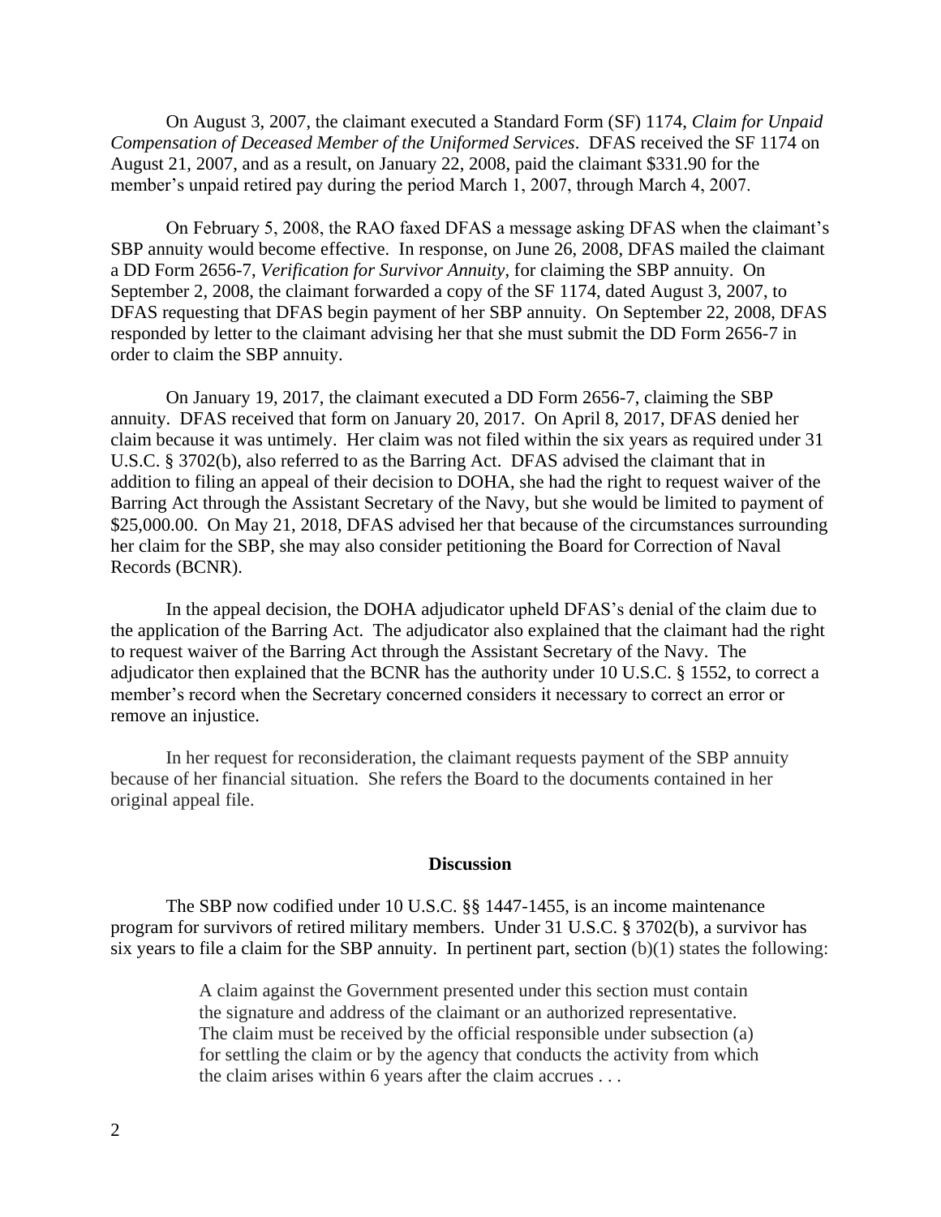On August 3, 2007, the claimant executed a Standard Form (SF) 1174, *Claim for Unpaid Compensation of Deceased Member of the Uniformed Services*. DFAS received the SF 1174 on August 21, 2007, and as a result, on January 22, 2008, paid the claimant $331.90 for the member's unpaid retired pay during the period March 1, 2007, through March 4, 2007.

On February 5, 2008, the RAO faxed DFAS a message asking DFAS when the claimant's SBP annuity would become effective. In response, on June 26, 2008, DFAS mailed the claimant a DD Form 2656-7, *Verification for Survivor Annuity*, for claiming the SBP annuity. On September 2, 2008, the claimant forwarded a copy of the SF 1174, dated August 3, 2007, to DFAS requesting that DFAS begin payment of her SBP annuity. On September 22, 2008, DFAS responded by letter to the claimant advising her that she must submit the DD Form 2656-7 in order to claim the SBP annuity.

On January 19, 2017, the claimant executed a DD Form 2656-7, claiming the SBP annuity. DFAS received that form on January 20, 2017. On April 8, 2017, DFAS denied her claim because it was untimely. Her claim was not filed within the six years as required under 31 U.S.C. § 3702(b), also referred to as the Barring Act. DFAS advised the claimant that in addition to filing an appeal of their decision to DOHA, she had the right to request waiver of the Barring Act through the Assistant Secretary of the Navy, but she would be limited to payment of $25,000.00. On May 21, 2018, DFAS advised her that because of the circumstances surrounding her claim for the SBP, she may also consider petitioning the Board for Correction of Naval Records (BCNR).

In the appeal decision, the DOHA adjudicator upheld DFAS's denial of the claim due to the application of the Barring Act. The adjudicator also explained that the claimant had the right to request waiver of the Barring Act through the Assistant Secretary of the Navy. The adjudicator then explained that the BCNR has the authority under 10 U.S.C. § 1552, to correct a member's record when the Secretary concerned considers it necessary to correct an error or remove an injustice.

In her request for reconsideration, the claimant requests payment of the SBP annuity because of her financial situation. She refers the Board to the documents contained in her original appeal file.

**Discussion**

The SBP now codified under 10 U.S.C. §§ 1447-1455, is an income maintenance program for survivors of retired military members. Under 31 U.S.C. § 3702(b), a survivor has six years to file a claim for the SBP annuity. In pertinent part, section (b)(1) states the following:

> A claim against the Government presented under this section must contain the signature and address of the claimant or an authorized representative. The claim must be received by the official responsible under subsection (a) for settling the claim or by the agency that conducts the activity from which the claim arises within 6 years after the claim accrues . . .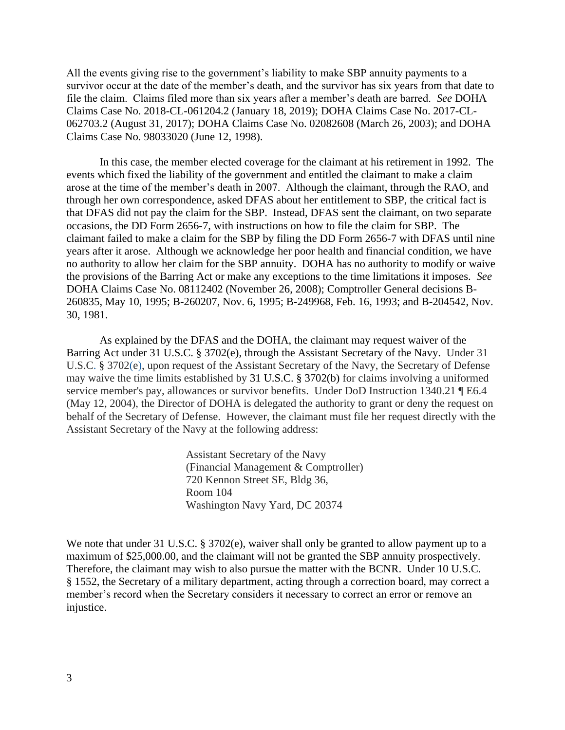All the events giving rise to the government's liability to make SBP annuity payments to a survivor occur at the date of the member's death, and the survivor has six years from that date to file the claim. Claims filed more than six years after a member's death are barred. *See* DOHA Claims Case No. 2018-CL-061204.2 (January 18, 2019); DOHA Claims Case No. 2017-CL-062703.2 (August 31, 2017); DOHA Claims Case No. 02082608 (March 26, 2003); and DOHA Claims Case No. 98033020 (June 12, 1998).

In this case, the member elected coverage for the claimant at his retirement in 1992. The events which fixed the liability of the government and entitled the claimant to make a claim arose at the time of the member's death in 2007. Although the claimant, through the RAO, and through her own correspondence, asked DFAS about her entitlement to SBP, the critical fact is that DFAS did not pay the claim for the SBP. Instead, DFAS sent the claimant, on two separate occasions, the DD Form 2656-7, with instructions on how to file the claim for SBP. The claimant failed to make a claim for the SBP by filing the DD Form 2656-7 with DFAS until nine years after it arose. Although we acknowledge her poor health and financial condition, we have no authority to allow her claim for the SBP annuity. DOHA has no authority to modify or waive the provisions of the Barring Act or make any exceptions to the time limitations it imposes. *See* DOHA Claims Case No. 08112402 (November 26, 2008); Comptroller General decisions B-260835, May 10, 1995; B-260207, Nov. 6, 1995; B-249968, Feb. 16, 1993; and B-204542, Nov. 30, 1981.

As explained by the DFAS and the DOHA, the claimant may request waiver of the Barring Act under 31 U.S.C. § 3702(e), through the Assistant Secretary of the Navy. Under 31 U.S.C. § 3702(e), upon request of the Assistant Secretary of the Navy, the Secretary of Defense may waive the time limits established by 31 U.S.C. § 3702(b) for claims involving a uniformed service member's pay, allowances or survivor benefits. Under DoD Instruction 1340.21 ¶ E6.4 (May 12, 2004), the Director of DOHA is delegated the authority to grant or deny the request on behalf of the Secretary of Defense. However, the claimant must file her request directly with the Assistant Secretary of the Navy at the following address:

Assistant Secretary of the Navy
(Financial Management & Comptroller)
720 Kennon Street SE, Bldg 36,
Room 104
Washington Navy Yard, DC 20374

We note that under 31 U.S.C. § 3702(e), waiver shall only be granted to allow payment up to a maximum of $25,000.00, and the claimant will not be granted the SBP annuity prospectively. Therefore, the claimant may wish to also pursue the matter with the BCNR. Under 10 U.S.C. § 1552, the Secretary of a military department, acting through a correction board, may correct a member's record when the Secretary considers it necessary to correct an error or remove an injustice.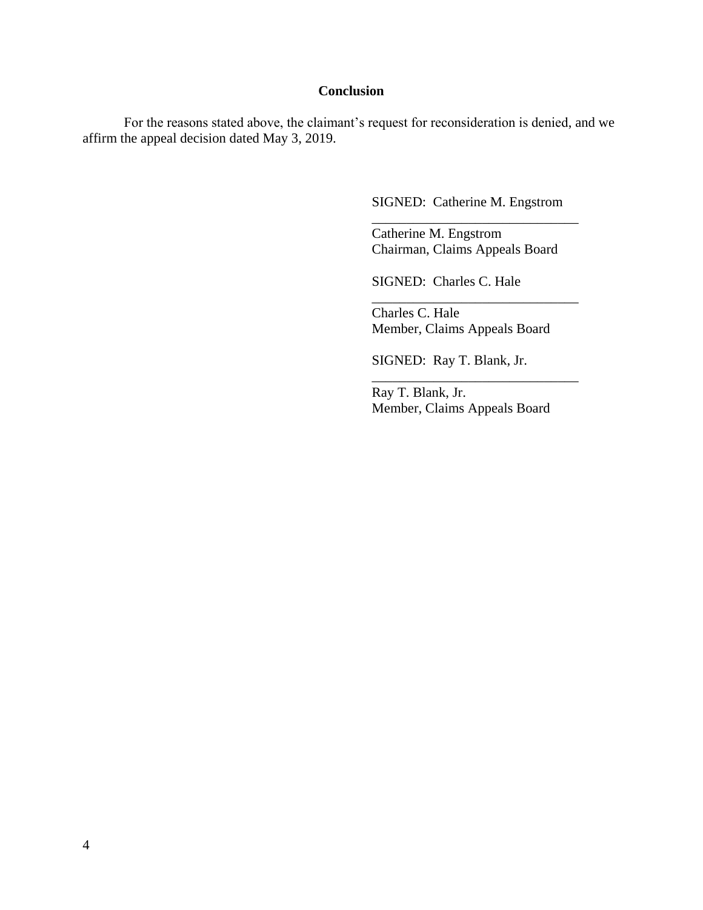## Conclusion

For the reasons stated above, the claimant's request for reconsideration is denied, and we affirm the appeal decision dated May 3, 2019.

SIGNED: Catherine M. Engstrom

Catherine M. Engstrom
Chairman, Claims Appeals Board

SIGNED: Charles C. Hale

Charles C. Hale
Member, Claims Appeals Board

SIGNED: Ray T. Blank, Jr.

Ray T. Blank, Jr.
Member, Claims Appeals Board